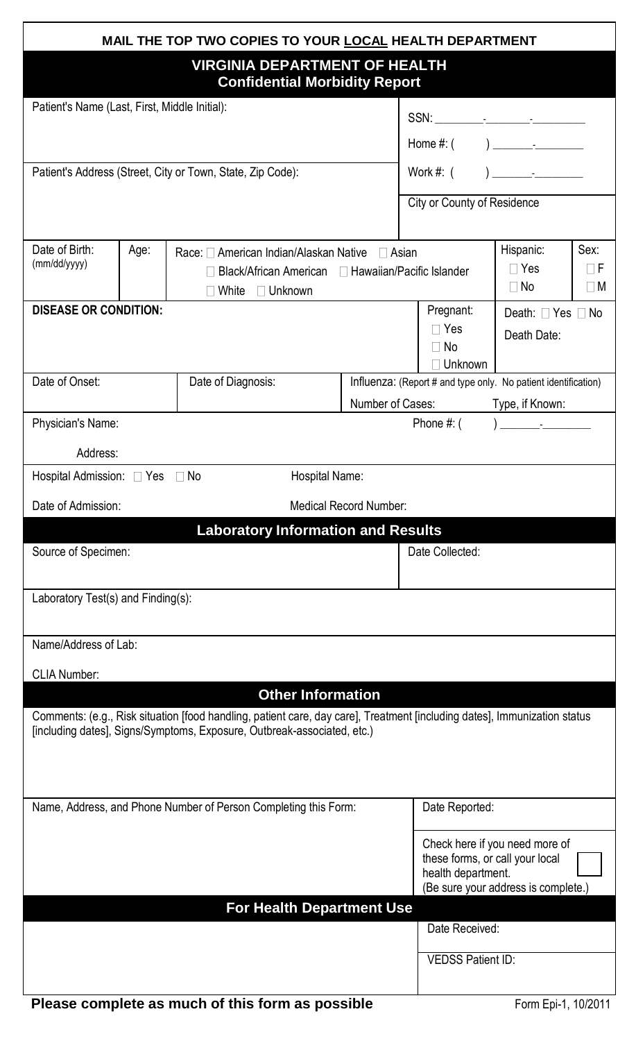**MAIL THE TOP TWO COPIES TO YOUR LOCAL HEALTH DEPARTMENT**

# VIRGINIA DEPARTMENT OF HEALTH
## Confidential Morbidity Report

Patient's Name (Last, First, Middle Initial):

SSN: ________-________-________

Home #: (      ) ______-________

Patient's Address (Street, City or Town, State, Zip Code):

Work #: (      ) ______-________

City or County of Residence

Date of Birth: (mm/dd/yyyy)

Age:

Race: ☐ American Indian/Alaskan Native ☐ Asian ☐ Black/African American ☐ Hawaiian/Pacific Islander ☐ White ☐ Unknown

Hispanic: ☐ Yes ☐ No

Sex: ☐ F ☐ M

**DISEASE OR CONDITION:**

Pregnant: ☐ Yes ☐ No ☐ Unknown

Death: ☐ Yes ☐ No

Death Date:

Date of Onset:

Date of Diagnosis:

Influenza: (Report # and type only. No patient identification)

Number of Cases:

Type, if Known:

Physician's Name:

Phone #: (      ) ______-________

Address:

Hospital Admission: ☐ Yes ☐ No

Hospital Name:

Date of Admission:

Medical Record Number:

## Laboratory Information and Results

Source of Specimen:

Date Collected:

Laboratory Test(s) and Finding(s):

Name/Address of Lab:

CLIA Number:

## Other Information

Comments: (e.g., Risk situation [food handling, patient care, day care], Treatment [including dates], Immunization status [including dates], Signs/Symptoms, Exposure, Outbreak-associated, etc.)

Name, Address, and Phone Number of Person Completing this Form:

Date Reported:

Check here if you need more of these forms, or call your local health department. (Be sure your address is complete.) ☐

## For Health Department Use

Date Received:

VEDSS Patient ID:

**Please complete as much of this form as possible**

Form Epi-1, 10/2011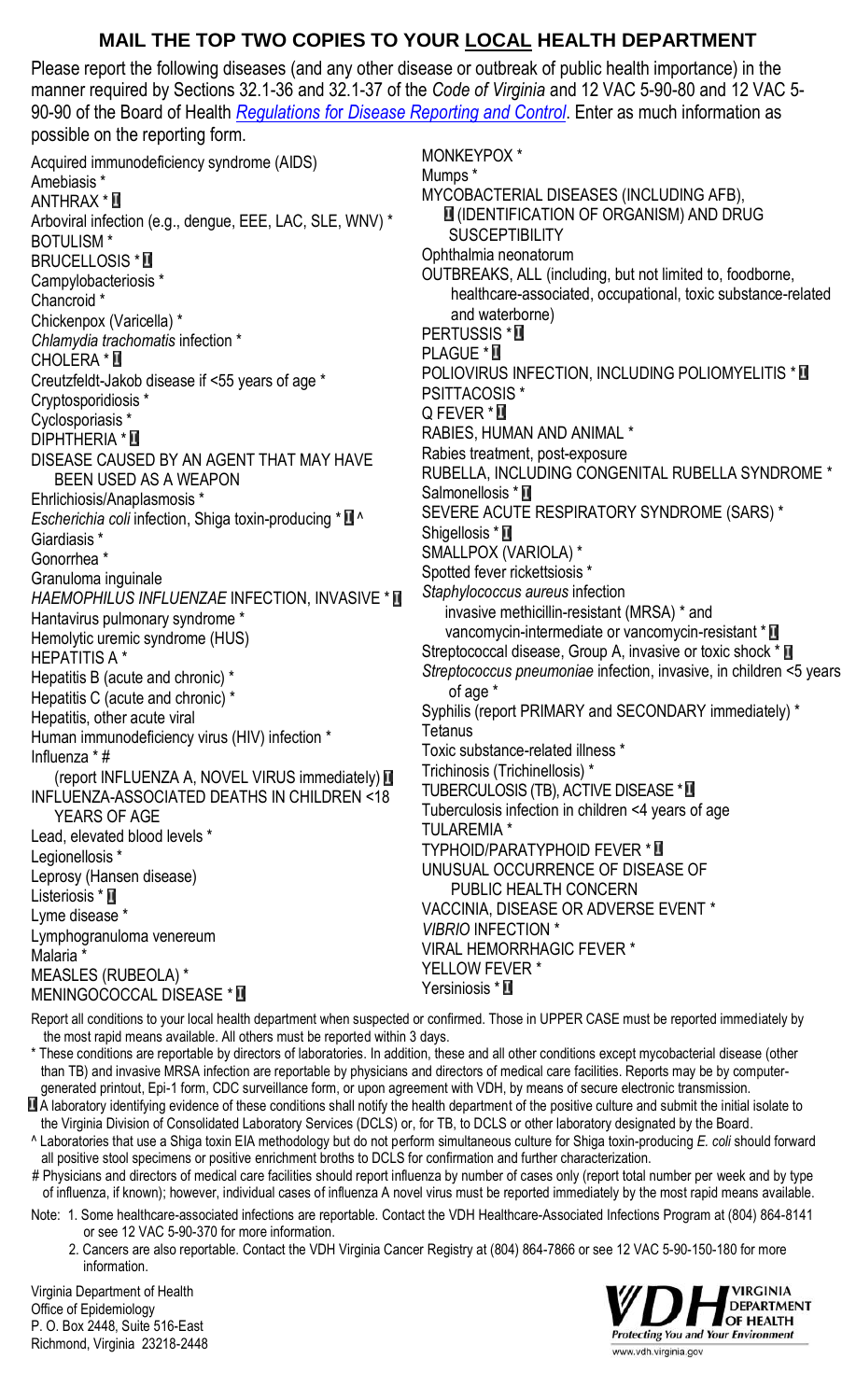# MAIL THE TOP TWO COPIES TO YOUR LOCAL HEALTH DEPARTMENT

Please report the following diseases (and any other disease or outbreak of public health importance) in the manner required by Sections 32.1-36 and 32.1-37 of the *Code of Virginia* and 12 VAC 5-90-80 and 12 VAC 5-90-90 of the Board of Health *Regulations for Disease Reporting and Control*. Enter as much information as possible on the reporting form.

- Acquired immunodeficiency syndrome (AIDS)
- Amebiasis *
- ANTHRAX * ■
- Arboviral infection (e.g., dengue, EEE, LAC, SLE, WNV) *
- BOTULISM *
- BRUCELLOSIS * ■
- Campylobacteriosis *
- Chancroid *
- Chickenpox (Varicella) *
- *Chlamydia trachomatis* infection *
- CHOLERA * ■
- Creutzfeldt-Jakob disease if <55 years of age *
- Cryptosporidiosis *
- Cyclosporiasis *
- DIPHTHERIA * ■
- DISEASE CAUSED BY AN AGENT THAT MAY HAVE BEEN USED AS A WEAPON
- Ehrlichiosis/Anaplasmosis *
- *Escherichia coli* infection, Shiga toxin-producing * ■ ^
- Giardiasis *
- Gonorrhea *
- Granuloma inguinale
- *HAEMOPHILUS INFLUENZAE* INFECTION, INVASIVE * ■
- Hantavirus pulmonary syndrome *
- Hemolytic uremic syndrome (HUS)
- HEPATITIS A *
- Hepatitis B (acute and chronic) *
- Hepatitis C (acute and chronic) *
- Hepatitis, other acute viral
- Human immunodeficiency virus (HIV) infection *
- Influenza * #
  - (report INFLUENZA A, NOVEL VIRUS immediately) ■
- INFLUENZA-ASSOCIATED DEATHS IN CHILDREN <18 YEARS OF AGE
- Lead, elevated blood levels *
- Legionellosis *
- Leprosy (Hansen disease)
- Listeriosis * ■
- Lyme disease *
- Lymphogranuloma venereum
- Malaria *
- MEASLES (RUBEOLA) *
- MENINGOCOCCAL DISEASE * ■
- MONKEYPOX *
- Mumps *
- MYCOBACTERIAL DISEASES (INCLUDING AFB), ■ (IDENTIFICATION OF ORGANISM) AND DRUG SUSCEPTIBILITY
- Ophthalmia neonatorum
- OUTBREAKS, ALL (including, but not limited to, foodborne, healthcare-associated, occupational, toxic substance-related and waterborne)
- PERTUSSIS * ■
- PLAGUE * ■
- POLIOVIRUS INFECTION, INCLUDING POLIOMYELITIS * ■
- PSITTACOSIS *
- Q FEVER * ■
- RABIES, HUMAN AND ANIMAL *
- Rabies treatment, post-exposure
- RUBELLA, INCLUDING CONGENITAL RUBELLA SYNDROME *
- Salmonellosis * ■
- SEVERE ACUTE RESPIRATORY SYNDROME (SARS) *
- Shigellosis * ■
- SMALLPOX (VARIOLA) *
- Spotted fever rickettsiosis *
- *Staphylococcus aureus* infection
  - invasive methicillin-resistant (MRSA) * and
  - vancomycin-intermediate or vancomycin-resistant * ■
- Streptococcal disease, Group A, invasive or toxic shock * ■
- *Streptococcus pneumoniae* infection, invasive, in children <5 years of age *
- Syphilis (report PRIMARY and SECONDARY immediately) *
- Tetanus
- Toxic substance-related illness *
- Trichinosis (Trichinellosis) *
- TUBERCULOSIS (TB), ACTIVE DISEASE * ■
- Tuberculosis infection in children <4 years of age
- TULAREMIA *
- TYPHOID/PARATYPHOID FEVER * ■
- UNUSUAL OCCURRENCE OF DISEASE OF PUBLIC HEALTH CONCERN
- VACCINIA, DISEASE OR ADVERSE EVENT *
- *VIBRIO* INFECTION *
- VIRAL HEMORRHAGIC FEVER *
- YELLOW FEVER *
- Yersiniosis * ■

Report all conditions to your local health department when suspected or confirmed. Those in UPPER CASE must be reported immediately by the most rapid means available. All others must be reported within 3 days.

\* These conditions are reportable by directors of laboratories. In addition, these and all other conditions except mycobacterial disease (other than TB) and invasive MRSA infection are reportable by physicians and directors of medical care facilities. Reports may be by computer-generated printout, Epi-1 form, CDC surveillance form, or upon agreement with VDH, by means of secure electronic transmission.

■ A laboratory identifying evidence of these conditions shall notify the health department of the positive culture and submit the initial isolate to the Virginia Division of Consolidated Laboratory Services (DCLS) or, for TB, to DCLS or other laboratory designated by the Board.

^ Laboratories that use a Shiga toxin EIA methodology but do not perform simultaneous culture for Shiga toxin-producing *E. coli* should forward all positive stool specimens or positive enrichment broths to DCLS for confirmation and further characterization.

\# Physicians and directors of medical care facilities should report influenza by number of cases only (report total number per week and by type of influenza, if known); however, individual cases of influenza A novel virus must be reported immediately by the most rapid means available.

Note:
1. Some healthcare-associated infections are reportable. Contact the VDH Healthcare-Associated Infections Program at (804) 864-8141 or see 12 VAC 5-90-370 for more information.
2. Cancers are also reportable. Contact the VDH Virginia Cancer Registry at (804) 864-7866 or see 12 VAC 5-90-150-180 for more information.

Virginia Department of Health
Office of Epidemiology
P. O. Box 2448, Suite 516-East
Richmond, Virginia 23218-2448

VDH VIRGINIA DEPARTMENT OF HEALTH
Protecting You and Your Environment
www.vdh.virginia.gov